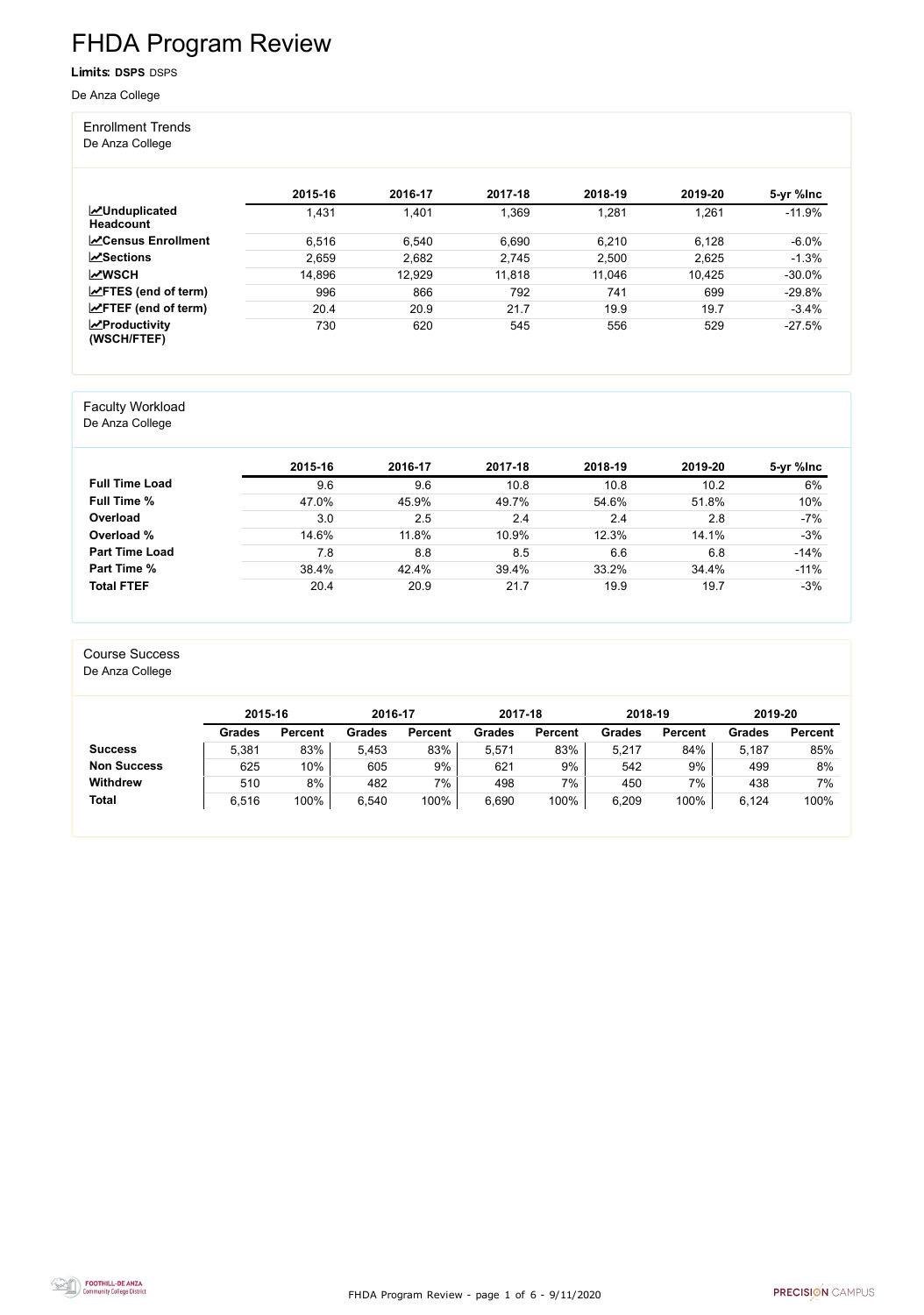# FHDA Program Review

**Limits: DSPS** DSPS

De Anza College

## Enrollment Trends

De Anza College

| | 2015-16 | 2016-17 | 2017-18 | 2018-19 | 2019-20 | 5-yr %Inc |
|---|---|---|---|---|---|---|
| **Unduplicated Headcount** | 1,431 | 1,401 | 1,369 | 1,281 | 1,261 | -11.9% |
| **Census Enrollment** | 6,516 | 6,540 | 6,690 | 6,210 | 6,128 | -6.0% |
| **Sections** | 2,659 | 2,682 | 2,745 | 2,500 | 2,625 | -1.3% |
| **WSCH** | 14,896 | 12,929 | 11,818 | 11,046 | 10,425 | -30.0% |
| **FTES (end of term)** | 996 | 866 | 792 | 741 | 699 | -29.8% |
| **FTEF (end of term)** | 20.4 | 20.9 | 21.7 | 19.9 | 19.7 | -3.4% |
| **Productivity (WSCH/FTEF)** | 730 | 620 | 545 | 556 | 529 | -27.5% |

## Faculty Workload

De Anza College

| | 2015-16 | 2016-17 | 2017-18 | 2018-19 | 2019-20 | 5-yr %Inc |
|---|---|---|---|---|---|---|
| **Full Time Load** | 9.6 | 9.6 | 10.8 | 10.8 | 10.2 | 6% |
| **Full Time %** | 47.0% | 45.9% | 49.7% | 54.6% | 51.8% | 10% |
| **Overload** | 3.0 | 2.5 | 2.4 | 2.4 | 2.8 | -7% |
| **Overload %** | 14.6% | 11.8% | 10.9% | 12.3% | 14.1% | -3% |
| **Part Time Load** | 7.8 | 8.8 | 8.5 | 6.6 | 6.8 | -14% |
| **Part Time %** | 38.4% | 42.4% | 39.4% | 33.2% | 34.4% | -11% |
| **Total FTEF** | 20.4 | 20.9 | 21.7 | 19.9 | 19.7 | -3% |

## Course Success

De Anza College

| | 2015-16 | | 2016-17 | | 2017-18 | | 2018-19 | | 2019-20 | |
|---|---|---|---|---|---|---|---|---|---|---|
| | Grades | Percent | Grades | Percent | Grades | Percent | Grades | Percent | Grades | Percent |
| **Success** | 5,381 | 83% | 5,453 | 83% | 5,571 | 83% | 5,217 | 84% | 5,187 | 85% |
| **Non Success** | 625 | 10% | 605 | 9% | 621 | 9% | 542 | 9% | 499 | 8% |
| **Withdrew** | 510 | 8% | 482 | 7% | 498 | 7% | 450 | 7% | 438 | 7% |
| **Total** | 6,516 | 100% | 6,540 | 100% | 6,690 | 100% | 6,209 | 100% | 6,124 | 100% |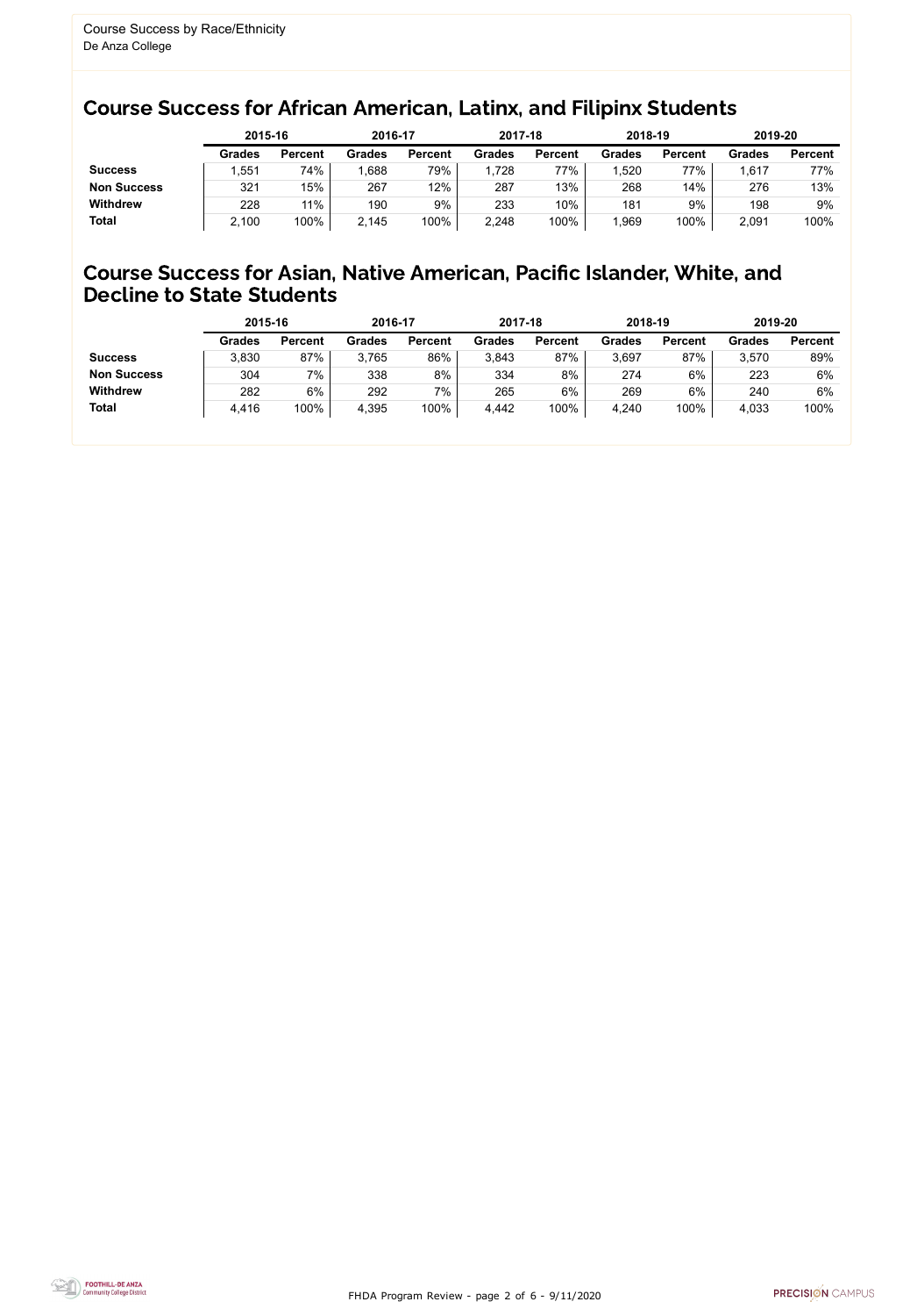Course Success by Race/Ethnicity
De Anza College

## Course Success for African American, Latinx, and Filipinx Students

| | 2015-16 | | 2016-17 | | 2017-18 | | 2018-19 | | 2019-20 | |
|---|---|---|---|---|---|---|---|---|---|---|
| | Grades | Percent | Grades | Percent | Grades | Percent | Grades | Percent | Grades | Percent |
| **Success** | 1,551 | 74% | 1,688 | 79% | 1,728 | 77% | 1,520 | 77% | 1,617 | 77% |
| **Non Success** | 321 | 15% | 267 | 12% | 287 | 13% | 268 | 14% | 276 | 13% |
| **Withdrew** | 228 | 11% | 190 | 9% | 233 | 10% | 181 | 9% | 198 | 9% |
| **Total** | 2,100 | 100% | 2,145 | 100% | 2,248 | 100% | 1,969 | 100% | 2,091 | 100% |

## Course Success for Asian, Native American, Pacific Islander, White, and Decline to State Students

| | 2015-16 | | 2016-17 | | 2017-18 | | 2018-19 | | 2019-20 | |
|---|---|---|---|---|---|---|---|---|---|---|
| | Grades | Percent | Grades | Percent | Grades | Percent | Grades | Percent | Grades | Percent |
| **Success** | 3,830 | 87% | 3,765 | 86% | 3,843 | 87% | 3,697 | 87% | 3,570 | 89% |
| **Non Success** | 304 | 7% | 338 | 8% | 334 | 8% | 274 | 6% | 223 | 6% |
| **Withdrew** | 282 | 6% | 292 | 7% | 265 | 6% | 269 | 6% | 240 | 6% |
| **Total** | 4,416 | 100% | 4,395 | 100% | 4,442 | 100% | 4,240 | 100% | 4,033 | 100% |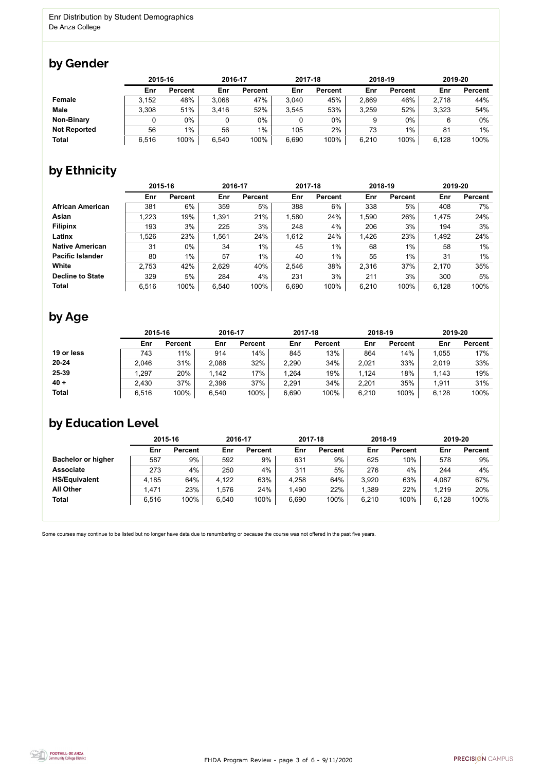Enr Distribution by Student Demographics
De Anza College

## by Gender

| | 2015-16 | | 2016-17 | | 2017-18 | | 2018-19 | | 2019-20 | |
|---|---|---|---|---|---|---|---|---|---|---|
| | Enr | Percent | Enr | Percent | Enr | Percent | Enr | Percent | Enr | Percent |
| **Female** | 3,152 | 48% | 3,068 | 47% | 3,040 | 45% | 2,869 | 46% | 2,718 | 44% |
| **Male** | 3,308 | 51% | 3,416 | 52% | 3,545 | 53% | 3,259 | 52% | 3,323 | 54% |
| **Non-Binary** | 0 | 0% | 0 | 0% | 0 | 0% | 9 | 0% | 6 | 0% |
| **Not Reported** | 56 | 1% | 56 | 1% | 105 | 2% | 73 | 1% | 81 | 1% |
| **Total** | 6,516 | 100% | 6,540 | 100% | 6,690 | 100% | 6,210 | 100% | 6,128 | 100% |

## by Ethnicity

| | 2015-16 | | 2016-17 | | 2017-18 | | 2018-19 | | 2019-20 | |
|---|---|---|---|---|---|---|---|---|---|---|
| | Enr | Percent | Enr | Percent | Enr | Percent | Enr | Percent | Enr | Percent |
| **African American** | 381 | 6% | 359 | 5% | 388 | 6% | 338 | 5% | 408 | 7% |
| **Asian** | 1,223 | 19% | 1,391 | 21% | 1,580 | 24% | 1,590 | 26% | 1,475 | 24% |
| **Filipinx** | 193 | 3% | 225 | 3% | 248 | 4% | 206 | 3% | 194 | 3% |
| **Latinx** | 1,526 | 23% | 1,561 | 24% | 1,612 | 24% | 1,426 | 23% | 1,492 | 24% |
| **Native American** | 31 | 0% | 34 | 1% | 45 | 1% | 68 | 1% | 58 | 1% |
| **Pacific Islander** | 80 | 1% | 57 | 1% | 40 | 1% | 55 | 1% | 31 | 1% |
| **White** | 2,753 | 42% | 2,629 | 40% | 2,546 | 38% | 2,316 | 37% | 2,170 | 35% |
| **Decline to State** | 329 | 5% | 284 | 4% | 231 | 3% | 211 | 3% | 300 | 5% |
| **Total** | 6,516 | 100% | 6,540 | 100% | 6,690 | 100% | 6,210 | 100% | 6,128 | 100% |

## by Age

| | 2015-16 | | 2016-17 | | 2017-18 | | 2018-19 | | 2019-20 | |
|---|---|---|---|---|---|---|---|---|---|---|
| | Enr | Percent | Enr | Percent | Enr | Percent | Enr | Percent | Enr | Percent |
| **19 or less** | 743 | 11% | 914 | 14% | 845 | 13% | 864 | 14% | 1,055 | 17% |
| **20-24** | 2,046 | 31% | 2,088 | 32% | 2,290 | 34% | 2,021 | 33% | 2,019 | 33% |
| **25-39** | 1,297 | 20% | 1,142 | 17% | 1,264 | 19% | 1,124 | 18% | 1,143 | 19% |
| **40 +** | 2,430 | 37% | 2,396 | 37% | 2,291 | 34% | 2,201 | 35% | 1,911 | 31% |
| **Total** | 6,516 | 100% | 6,540 | 100% | 6,690 | 100% | 6,210 | 100% | 6,128 | 100% |

## by Education Level

| | 2015-16 | | 2016-17 | | 2017-18 | | 2018-19 | | 2019-20 | |
|---|---|---|---|---|---|---|---|---|---|---|
| | Enr | Percent | Enr | Percent | Enr | Percent | Enr | Percent | Enr | Percent |
| **Bachelor or higher** | 587 | 9% | 592 | 9% | 631 | 9% | 625 | 10% | 578 | 9% |
| **Associate** | 273 | 4% | 250 | 4% | 311 | 5% | 276 | 4% | 244 | 4% |
| **HS/Equivalent** | 4,185 | 64% | 4,122 | 63% | 4,258 | 64% | 3,920 | 63% | 4,087 | 67% |
| **All Other** | 1,471 | 23% | 1,576 | 24% | 1,490 | 22% | 1,389 | 22% | 1,219 | 20% |
| **Total** | 6,516 | 100% | 6,540 | 100% | 6,690 | 100% | 6,210 | 100% | 6,128 | 100% |

Some courses may continue to be listed but no longer have data due to renumbering or because the course was not offered in the past five years.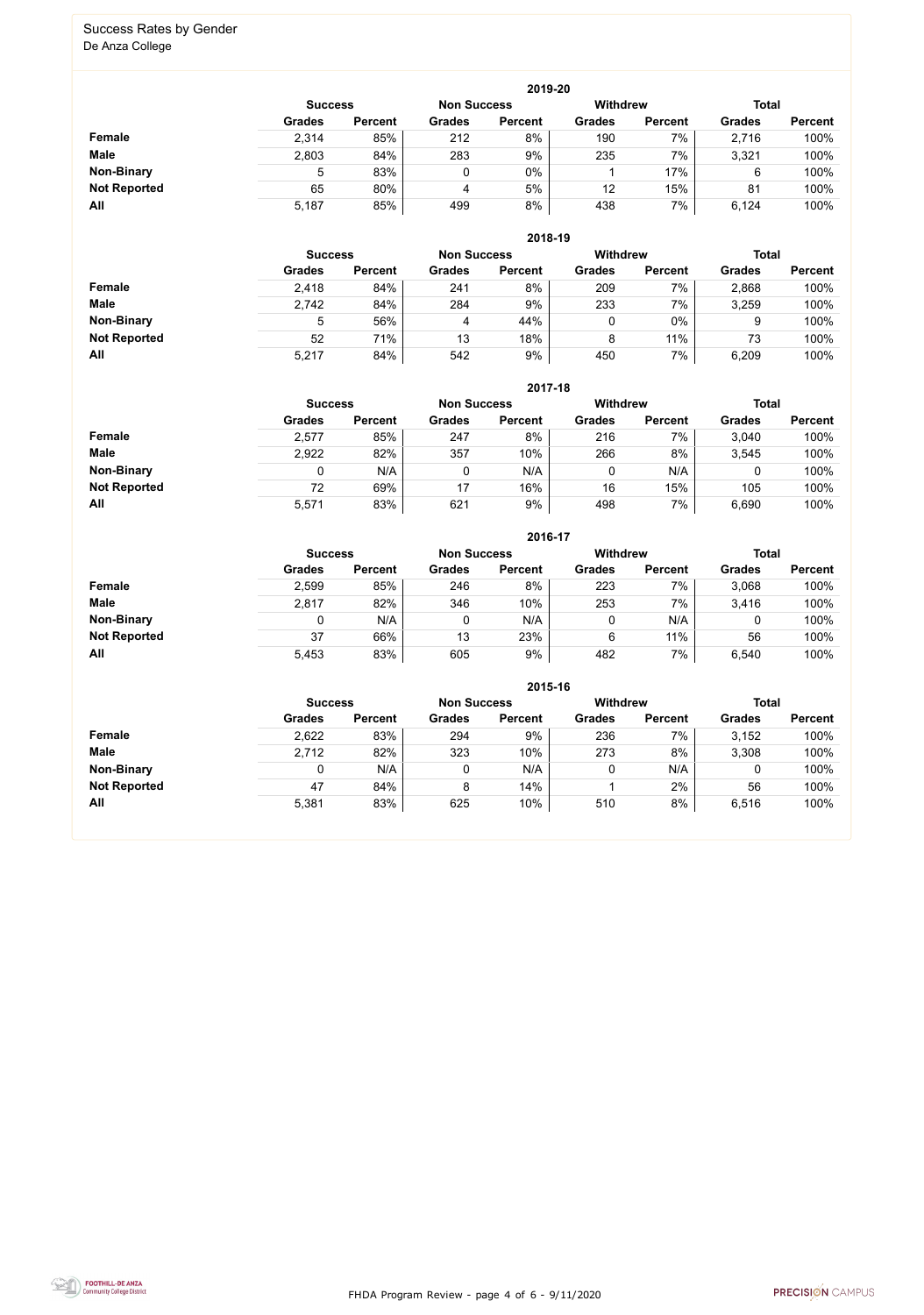# Success Rates by Gender

De Anza College

| 2019-20 | Success | | Non Success | | Withdrew | | Total | |
|---|---|---|---|---|---|---|---|---|
| | Grades | Percent | Grades | Percent | Grades | Percent | Grades | Percent |
| **Female** | 2,314 | 85% | 212 | 8% | 190 | 7% | 2,716 | 100% |
| **Male** | 2,803 | 84% | 283 | 9% | 235 | 7% | 3,321 | 100% |
| **Non-Binary** | 5 | 83% | 0 | 0% | 1 | 17% | 6 | 100% |
| **Not Reported** | 65 | 80% | 4 | 5% | 12 | 15% | 81 | 100% |
| **All** | 5,187 | 85% | 499 | 8% | 438 | 7% | 6,124 | 100% |

| 2018-19 | Success | | Non Success | | Withdrew | | Total | |
|---|---|---|---|---|---|---|---|---|
| | Grades | Percent | Grades | Percent | Grades | Percent | Grades | Percent |
| **Female** | 2,418 | 84% | 241 | 8% | 209 | 7% | 2,868 | 100% |
| **Male** | 2,742 | 84% | 284 | 9% | 233 | 7% | 3,259 | 100% |
| **Non-Binary** | 5 | 56% | 4 | 44% | 0 | 0% | 9 | 100% |
| **Not Reported** | 52 | 71% | 13 | 18% | 8 | 11% | 73 | 100% |
| **All** | 5,217 | 84% | 542 | 9% | 450 | 7% | 6,209 | 100% |

| 2017-18 | Success | | Non Success | | Withdrew | | Total | |
|---|---|---|---|---|---|---|---|---|
| | Grades | Percent | Grades | Percent | Grades | Percent | Grades | Percent |
| **Female** | 2,577 | 85% | 247 | 8% | 216 | 7% | 3,040 | 100% |
| **Male** | 2,922 | 82% | 357 | 10% | 266 | 8% | 3,545 | 100% |
| **Non-Binary** | 0 | N/A | 0 | N/A | 0 | N/A | 0 | 100% |
| **Not Reported** | 72 | 69% | 17 | 16% | 16 | 15% | 105 | 100% |
| **All** | 5,571 | 83% | 621 | 9% | 498 | 7% | 6,690 | 100% |

| 2016-17 | Success | | Non Success | | Withdrew | | Total | |
|---|---|---|---|---|---|---|---|---|
| | Grades | Percent | Grades | Percent | Grades | Percent | Grades | Percent |
| **Female** | 2,599 | 85% | 246 | 8% | 223 | 7% | 3,068 | 100% |
| **Male** | 2,817 | 82% | 346 | 10% | 253 | 7% | 3,416 | 100% |
| **Non-Binary** | 0 | N/A | 0 | N/A | 0 | N/A | 0 | 100% |
| **Not Reported** | 37 | 66% | 13 | 23% | 6 | 11% | 56 | 100% |
| **All** | 5,453 | 83% | 605 | 9% | 482 | 7% | 6,540 | 100% |

| 2015-16 | Success | | Non Success | | Withdrew | | Total | |
|---|---|---|---|---|---|---|---|---|
| | Grades | Percent | Grades | Percent | Grades | Percent | Grades | Percent |
| **Female** | 2,622 | 83% | 294 | 9% | 236 | 7% | 3,152 | 100% |
| **Male** | 2,712 | 82% | 323 | 10% | 273 | 8% | 3,308 | 100% |
| **Non-Binary** | 0 | N/A | 0 | N/A | 0 | N/A | 0 | 100% |
| **Not Reported** | 47 | 84% | 8 | 14% | 1 | 2% | 56 | 100% |
| **All** | 5,381 | 83% | 625 | 10% | 510 | 8% | 6,516 | 100% |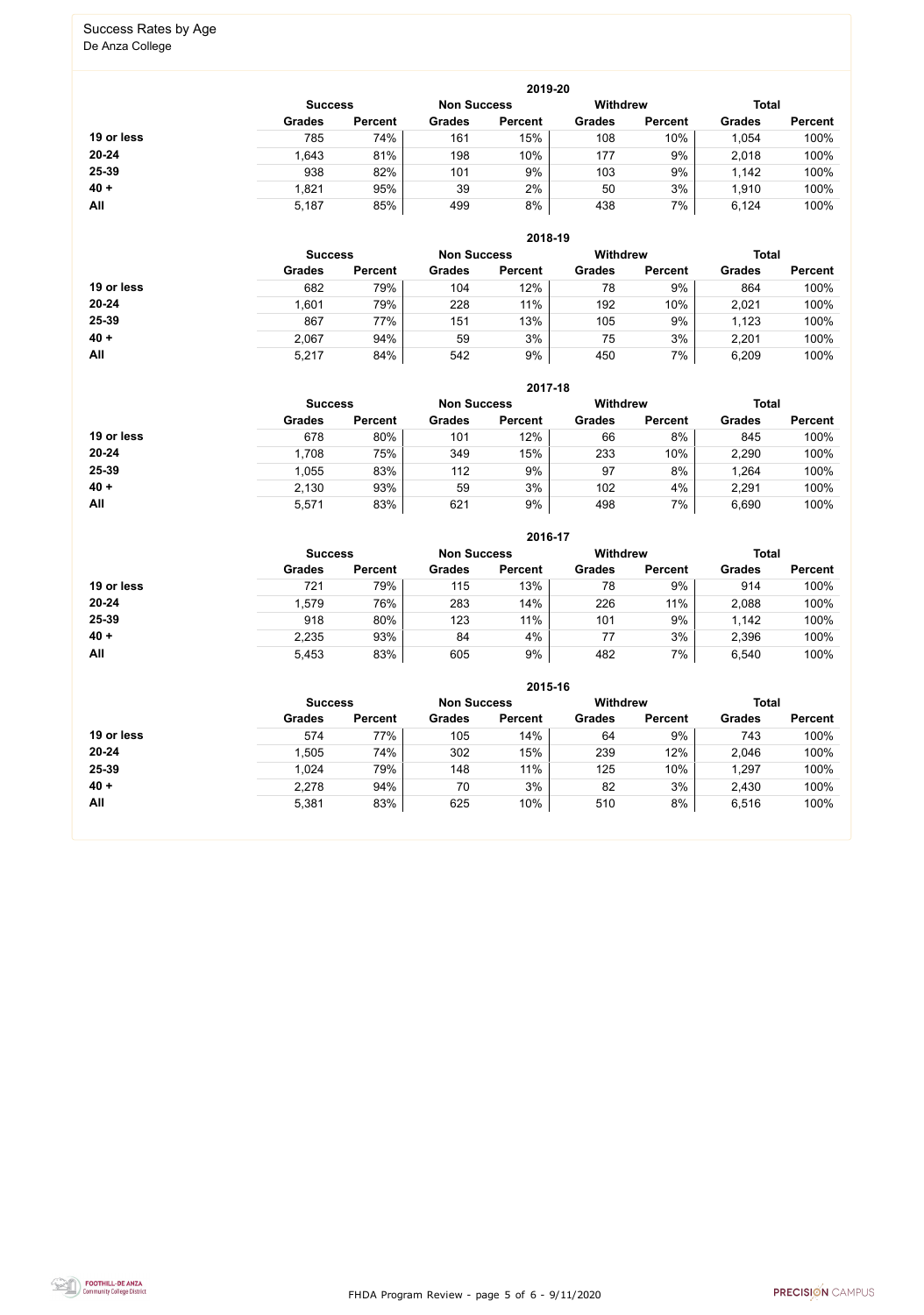# Success Rates by Age

De Anza College

| 2019-20 | Success | | Non Success | | Withdrew | | Total | |
|---|---|---|---|---|---|---|---|---|
| | Grades | Percent | Grades | Percent | Grades | Percent | Grades | Percent |
| 19 or less | 785 | 74% | 161 | 15% | 108 | 10% | 1,054 | 100% |
| 20-24 | 1,643 | 81% | 198 | 10% | 177 | 9% | 2,018 | 100% |
| 25-39 | 938 | 82% | 101 | 9% | 103 | 9% | 1,142 | 100% |
| 40 + | 1,821 | 95% | 39 | 2% | 50 | 3% | 1,910 | 100% |
| All | 5,187 | 85% | 499 | 8% | 438 | 7% | 6,124 | 100% |

| 2018-19 | Success | | Non Success | | Withdrew | | Total | |
|---|---|---|---|---|---|---|---|---|
| | Grades | Percent | Grades | Percent | Grades | Percent | Grades | Percent |
| 19 or less | 682 | 79% | 104 | 12% | 78 | 9% | 864 | 100% |
| 20-24 | 1,601 | 79% | 228 | 11% | 192 | 10% | 2,021 | 100% |
| 25-39 | 867 | 77% | 151 | 13% | 105 | 9% | 1,123 | 100% |
| 40 + | 2,067 | 94% | 59 | 3% | 75 | 3% | 2,201 | 100% |
| All | 5,217 | 84% | 542 | 9% | 450 | 7% | 6,209 | 100% |

| 2017-18 | Success | | Non Success | | Withdrew | | Total | |
|---|---|---|---|---|---|---|---|---|
| | Grades | Percent | Grades | Percent | Grades | Percent | Grades | Percent |
| 19 or less | 678 | 80% | 101 | 12% | 66 | 8% | 845 | 100% |
| 20-24 | 1,708 | 75% | 349 | 15% | 233 | 10% | 2,290 | 100% |
| 25-39 | 1,055 | 83% | 112 | 9% | 97 | 8% | 1,264 | 100% |
| 40 + | 2,130 | 93% | 59 | 3% | 102 | 4% | 2,291 | 100% |
| All | 5,571 | 83% | 621 | 9% | 498 | 7% | 6,690 | 100% |

| 2016-17 | Success | | Non Success | | Withdrew | | Total | |
|---|---|---|---|---|---|---|---|---|
| | Grades | Percent | Grades | Percent | Grades | Percent | Grades | Percent |
| 19 or less | 721 | 79% | 115 | 13% | 78 | 9% | 914 | 100% |
| 20-24 | 1,579 | 76% | 283 | 14% | 226 | 11% | 2,088 | 100% |
| 25-39 | 918 | 80% | 123 | 11% | 101 | 9% | 1,142 | 100% |
| 40 + | 2,235 | 93% | 84 | 4% | 77 | 3% | 2,396 | 100% |
| All | 5,453 | 83% | 605 | 9% | 482 | 7% | 6,540 | 100% |

| 2015-16 | Success | | Non Success | | Withdrew | | Total | |
|---|---|---|---|---|---|---|---|---|
| | Grades | Percent | Grades | Percent | Grades | Percent | Grades | Percent |
| 19 or less | 574 | 77% | 105 | 14% | 64 | 9% | 743 | 100% |
| 20-24 | 1,505 | 74% | 302 | 15% | 239 | 12% | 2,046 | 100% |
| 25-39 | 1,024 | 79% | 148 | 11% | 125 | 10% | 1,297 | 100% |
| 40 + | 2,278 | 94% | 70 | 3% | 82 | 3% | 2,430 | 100% |
| All | 5,381 | 83% | 625 | 10% | 510 | 8% | 6,516 | 100% |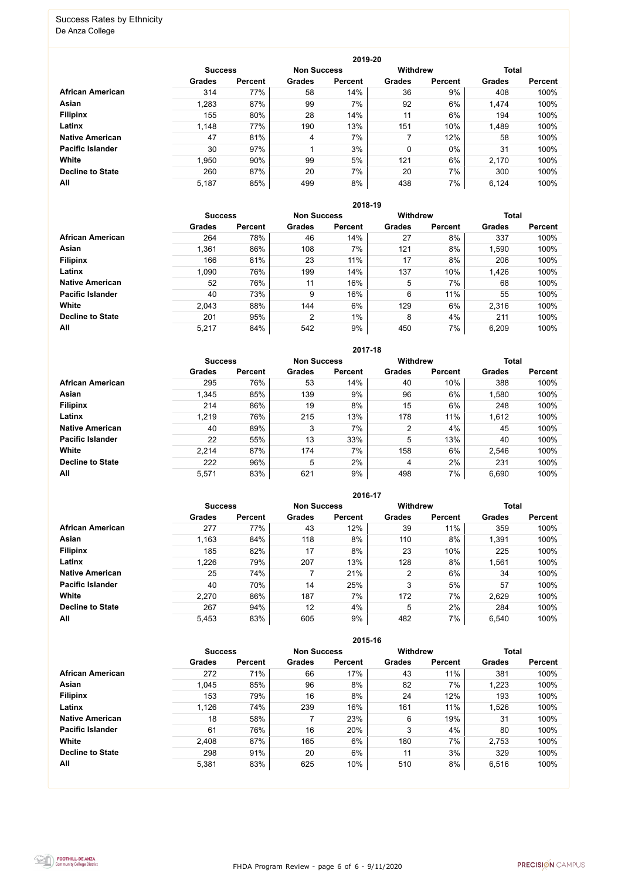# Success Rates by Ethnicity

De Anza College

## 2019-20

| | Success | | Non Success | | Withdrew | | Total | |
|---|---|---|---|---|---|---|---|---|
| | Grades | Percent | Grades | Percent | Grades | Percent | Grades | Percent |
| **African American** | 314 | 77% | 58 | 14% | 36 | 9% | 408 | 100% |
| **Asian** | 1,283 | 87% | 99 | 7% | 92 | 6% | 1,474 | 100% |
| **Filipinx** | 155 | 80% | 28 | 14% | 11 | 6% | 194 | 100% |
| **Latinx** | 1,148 | 77% | 190 | 13% | 151 | 10% | 1,489 | 100% |
| **Native American** | 47 | 81% | 4 | 7% | 7 | 12% | 58 | 100% |
| **Pacific Islander** | 30 | 97% | 1 | 3% | 0 | 0% | 31 | 100% |
| **White** | 1,950 | 90% | 99 | 5% | 121 | 6% | 2,170 | 100% |
| **Decline to State** | 260 | 87% | 20 | 7% | 20 | 7% | 300 | 100% |
| **All** | 5,187 | 85% | 499 | 8% | 438 | 7% | 6,124 | 100% |

## 2018-19

| | Success | | Non Success | | Withdrew | | Total | |
|---|---|---|---|---|---|---|---|---|
| | Grades | Percent | Grades | Percent | Grades | Percent | Grades | Percent |
| **African American** | 264 | 78% | 46 | 14% | 27 | 8% | 337 | 100% |
| **Asian** | 1,361 | 86% | 108 | 7% | 121 | 8% | 1,590 | 100% |
| **Filipinx** | 166 | 81% | 23 | 11% | 17 | 8% | 206 | 100% |
| **Latinx** | 1,090 | 76% | 199 | 14% | 137 | 10% | 1,426 | 100% |
| **Native American** | 52 | 76% | 11 | 16% | 5 | 7% | 68 | 100% |
| **Pacific Islander** | 40 | 73% | 9 | 16% | 6 | 11% | 55 | 100% |
| **White** | 2,043 | 88% | 144 | 6% | 129 | 6% | 2,316 | 100% |
| **Decline to State** | 201 | 95% | 2 | 1% | 8 | 4% | 211 | 100% |
| **All** | 5,217 | 84% | 542 | 9% | 450 | 7% | 6,209 | 100% |

## 2017-18

| | Success | | Non Success | | Withdrew | | Total | |
|---|---|---|---|---|---|---|---|---|
| | Grades | Percent | Grades | Percent | Grades | Percent | Grades | Percent |
| **African American** | 295 | 76% | 53 | 14% | 40 | 10% | 388 | 100% |
| **Asian** | 1,345 | 85% | 139 | 9% | 96 | 6% | 1,580 | 100% |
| **Filipinx** | 214 | 86% | 19 | 8% | 15 | 6% | 248 | 100% |
| **Latinx** | 1,219 | 76% | 215 | 13% | 178 | 11% | 1,612 | 100% |
| **Native American** | 40 | 89% | 3 | 7% | 2 | 4% | 45 | 100% |
| **Pacific Islander** | 22 | 55% | 13 | 33% | 5 | 13% | 40 | 100% |
| **White** | 2,214 | 87% | 174 | 7% | 158 | 6% | 2,546 | 100% |
| **Decline to State** | 222 | 96% | 5 | 2% | 4 | 2% | 231 | 100% |
| **All** | 5,571 | 83% | 621 | 9% | 498 | 7% | 6,690 | 100% |

## 2016-17

| | Success | | Non Success | | Withdrew | | Total | |
|---|---|---|---|---|---|---|---|---|
| | Grades | Percent | Grades | Percent | Grades | Percent | Grades | Percent |
| **African American** | 277 | 77% | 43 | 12% | 39 | 11% | 359 | 100% |
| **Asian** | 1,163 | 84% | 118 | 8% | 110 | 8% | 1,391 | 100% |
| **Filipinx** | 185 | 82% | 17 | 8% | 23 | 10% | 225 | 100% |
| **Latinx** | 1,226 | 79% | 207 | 13% | 128 | 8% | 1,561 | 100% |
| **Native American** | 25 | 74% | 7 | 21% | 2 | 6% | 34 | 100% |
| **Pacific Islander** | 40 | 70% | 14 | 25% | 3 | 5% | 57 | 100% |
| **White** | 2,270 | 86% | 187 | 7% | 172 | 7% | 2,629 | 100% |
| **Decline to State** | 267 | 94% | 12 | 4% | 5 | 2% | 284 | 100% |
| **All** | 5,453 | 83% | 605 | 9% | 482 | 7% | 6,540 | 100% |

## 2015-16

| | Success | | Non Success | | Withdrew | | Total | |
|---|---|---|---|---|---|---|---|---|
| | Grades | Percent | Grades | Percent | Grades | Percent | Grades | Percent |
| **African American** | 272 | 71% | 66 | 17% | 43 | 11% | 381 | 100% |
| **Asian** | 1,045 | 85% | 96 | 8% | 82 | 7% | 1,223 | 100% |
| **Filipinx** | 153 | 79% | 16 | 8% | 24 | 12% | 193 | 100% |
| **Latinx** | 1,126 | 74% | 239 | 16% | 161 | 11% | 1,526 | 100% |
| **Native American** | 18 | 58% | 7 | 23% | 6 | 19% | 31 | 100% |
| **Pacific Islander** | 61 | 76% | 16 | 20% | 3 | 4% | 80 | 100% |
| **White** | 2,408 | 87% | 165 | 6% | 180 | 7% | 2,753 | 100% |
| **Decline to State** | 298 | 91% | 20 | 6% | 11 | 3% | 329 | 100% |
| **All** | 5,381 | 83% | 625 | 10% | 510 | 8% | 6,516 | 100% |